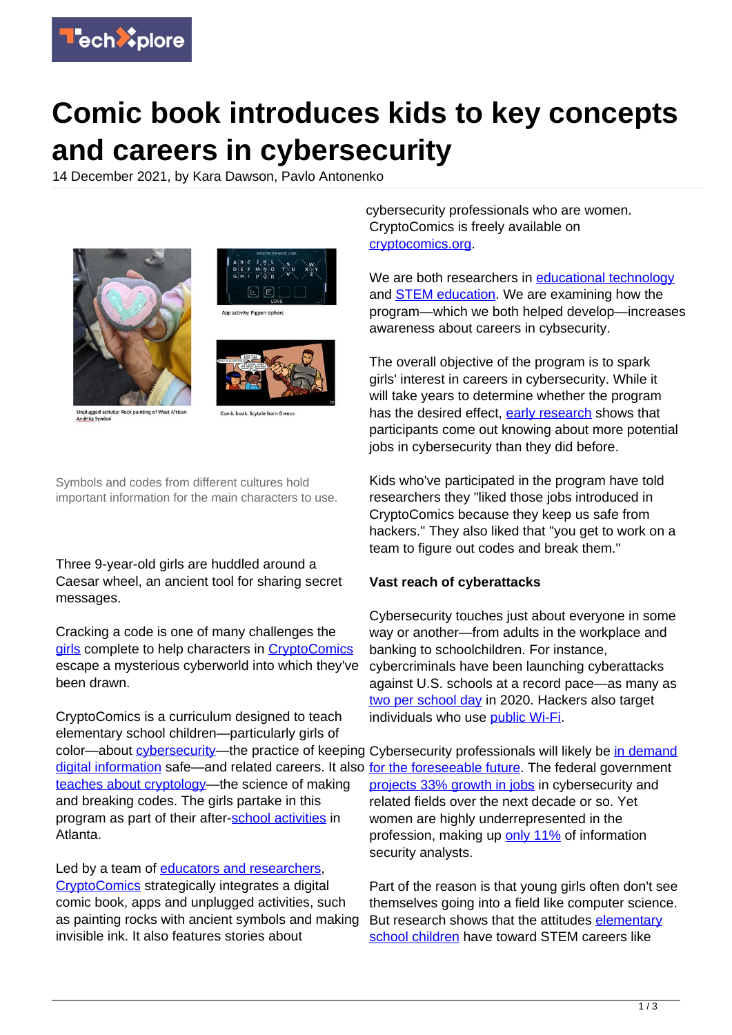# Comic book introduces kids to key concepts and careers in cybersecurity

14 December 2021, by Kara Dawson, Pavlo Antonenko

Symbols and codes from different cultures hold important information for the main characters to use.

Three 9-year-old girls are huddled around a Caesar wheel, an ancient tool for sharing secret messages.

Cracking a code is one of many challenges the girls complete to help characters in CryptoComics escape a mysterious cyberworld into which they've been drawn.

CryptoComics is a curriculum designed to teach elementary school children—particularly girls of color—about cybersecurity—the practice of keeping digital information safe—and related careers. It also teaches about cryptology—the science of making and breaking codes. The girls partake in this program as part of their after-school activities in Atlanta.

Led by a team of educators and researchers, CryptoComics strategically integrates a digital comic book, apps and unplugged activities, such as painting rocks with ancient symbols and making invisible ink. It also features stories about cybersecurity professionals who are women. CryptoComics is freely available on cryptocomics.org.

We are both researchers in educational technology and STEM education. We are examining how the program—which we both helped develop—increases awareness about careers in cybsecurity.

The overall objective of the program is to spark girls' interest in careers in cybersecurity. While it will take years to determine whether the program has the desired effect, early research shows that participants come out knowing about more potential jobs in cybersecurity than they did before.

Kids who've participated in the program have told researchers they "liked those jobs introduced in CryptoComics because they keep us safe from hackers." They also liked that "you get to work on a team to figure out codes and break them."

**Vast reach of cyberattacks**

Cybersecurity touches just about everyone in some way or another—from adults in the workplace and banking to schoolchildren. For instance, cybercriminals have been launching cyberattacks against U.S. schools at a record pace—as many as two per school day in 2020. Hackers also target individuals who use public Wi-Fi.

Cybersecurity professionals will likely be in demand for the foreseeable future. The federal government projects 33% growth in jobs in cybersecurity and related fields over the next decade or so. Yet women are highly underrepresented in the profession, making up only 11% of information security analysts.

Part of the reason is that young girls often don't see themselves going into a field like computer science. But research shows that the attitudes elementary school children have toward STEM careers like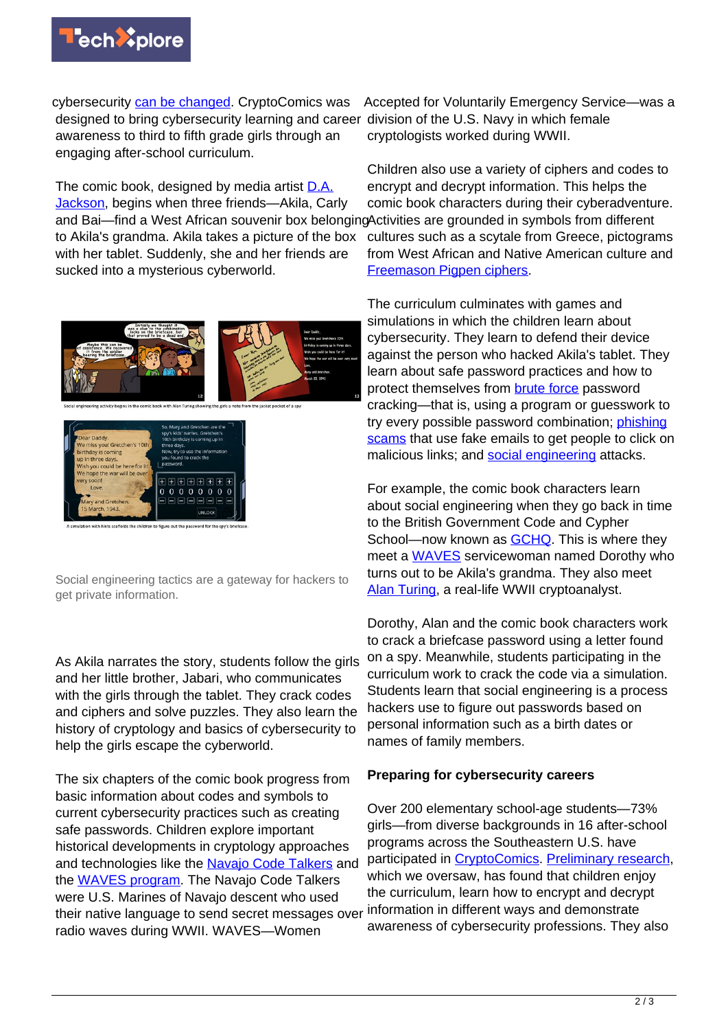cybersecurity can be changed. CryptoComics was designed to bring cybersecurity learning and career awareness to third to fifth grade girls through an engaging after-school curriculum.

The comic book, designed by media artist D.A. Jackson, begins when three friends—Akila, Carly and Bai—find a West African souvenir box belonging to Akila's grandma. Akila takes a picture of the box with her tablet. Suddenly, she and her friends are sucked into a mysterious cyberworld.

Social engineering tactics are a gateway for hackers to get private information.

As Akila narrates the story, students follow the girls and her little brother, Jabari, who communicates with the girls through the tablet. They crack codes and ciphers and solve puzzles. They also learn the history of cryptology and basics of cybersecurity to help the girls escape the cyberworld.

The six chapters of the comic book progress from basic information about codes and symbols to current cybersecurity practices such as creating safe passwords. Children explore important historical developments in cryptology approaches and technologies like the Navajo Code Talkers and the WAVES program. The Navajo Code Talkers were U.S. Marines of Navajo descent who used their native language to send secret messages over radio waves during WWII. WAVES—Women Accepted for Voluntarily Emergency Service—was a division of the U.S. Navy in which female cryptologists worked during WWII.

Children also use a variety of ciphers and codes to encrypt and decrypt information. This helps the comic book characters during their cyberadventure. Activities are grounded in symbols from different cultures such as a scytale from Greece, pictograms from West African and Native American culture and Freemason Pigpen ciphers.

The curriculum culminates with games and simulations in which the children learn about cybersecurity. They learn to defend their device against the person who hacked Akila's tablet. They learn about safe password practices and how to protect themselves from brute force password cracking—that is, using a program or guesswork to try every possible password combination; phishing scams that use fake emails to get people to click on malicious links; and social engineering attacks.

For example, the comic book characters learn about social engineering when they go back in time to the British Government Code and Cypher School—now known as GCHQ. This is where they meet a WAVES servicewoman named Dorothy who turns out to be Akila's grandma. They also meet Alan Turing, a real-life WWII cryptoanalyst.

Dorothy, Alan and the comic book characters work to crack a briefcase password using a letter found on a spy. Meanwhile, students participating in the curriculum work to crack the code via a simulation. Students learn that social engineering is a process hackers use to figure out passwords based on personal information such as a birth dates or names of family members.

**Preparing for cybersecurity careers**

Over 200 elementary school-age students—73% girls—from diverse backgrounds in 16 after-school programs across the Southeastern U.S. have participated in CryptoComics. Preliminary research, which we oversaw, has found that children enjoy the curriculum, learn how to encrypt and decrypt information in different ways and demonstrate awareness of cybersecurity professions. They also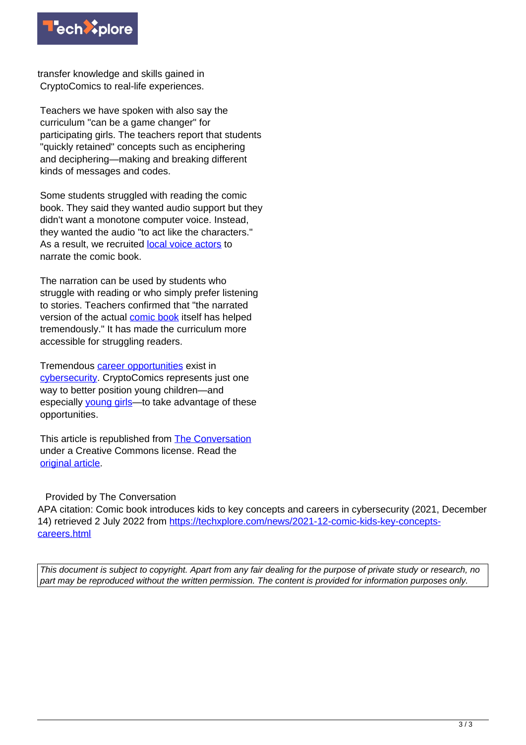transfer knowledge and skills gained in CryptoComics to real-life experiences.

Teachers we have spoken with also say the curriculum "can be a game changer" for participating girls. The teachers report that students "quickly retained" concepts such as enciphering and deciphering—making and breaking different kinds of messages and codes.

Some students struggled with reading the comic book. They said they wanted audio support but they didn't want a monotone computer voice. Instead, they wanted the audio "to act like the characters." As a result, we recruited local voice actors to narrate the comic book.

The narration can be used by students who struggle with reading or who simply prefer listening to stories. Teachers confirmed that "the narrated version of the actual comic book itself has helped tremendously." It has made the curriculum more accessible for struggling readers.

Tremendous career opportunities exist in cybersecurity. CryptoComics represents just one way to better position young children—and especially young girls—to take advantage of these opportunities.

This article is republished from The Conversation under a Creative Commons license. Read the original article.

Provided by The Conversation

APA citation: Comic book introduces kids to key concepts and careers in cybersecurity (2021, December 14) retrieved 2 July 2022 from https://techxplore.com/news/2021-12-comic-kids-key-concepts-careers.html

*This document is subject to copyright. Apart from any fair dealing for the purpose of private study or research, no part may be reproduced without the written permission. The content is provided for information purposes only.*